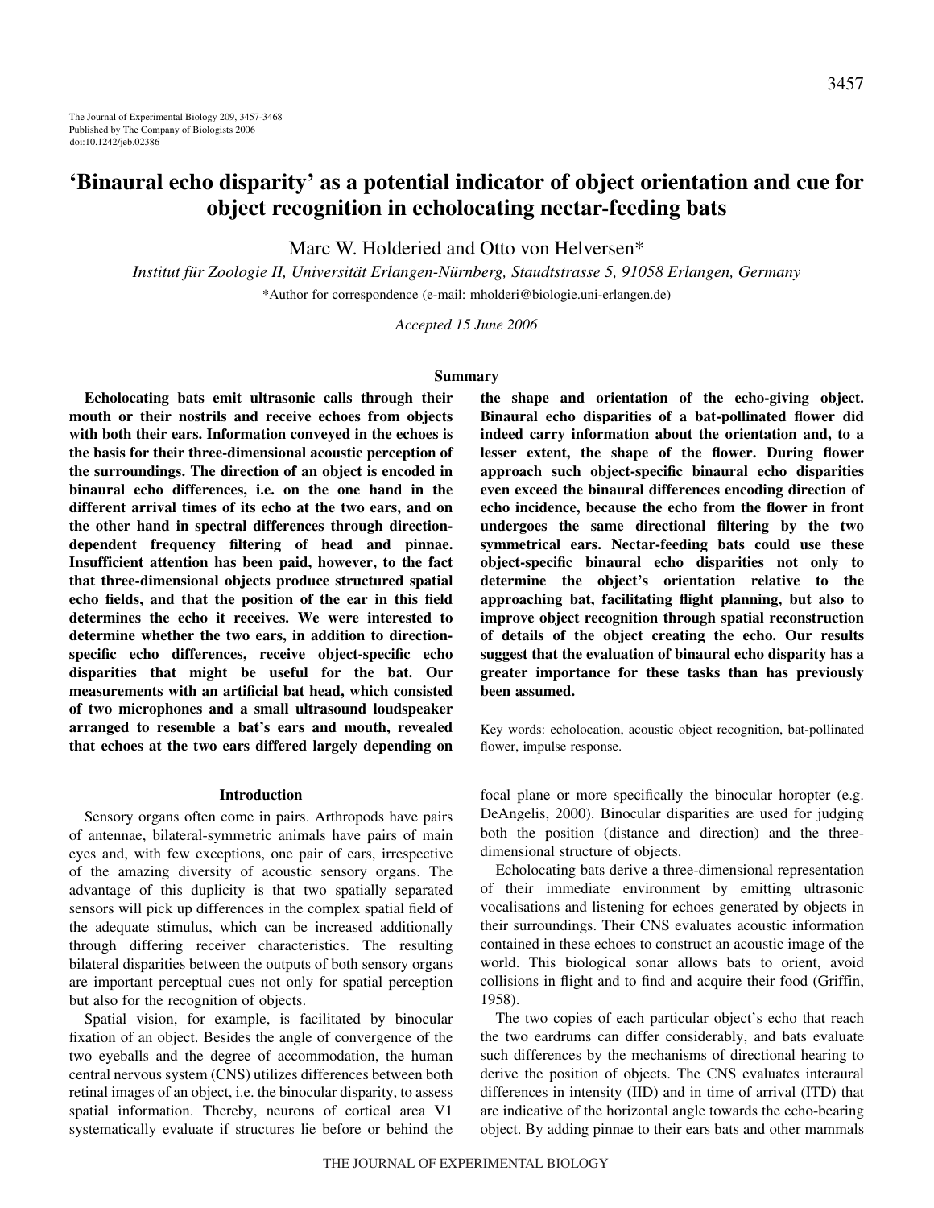# 'Binaural echo disparity' as a potential indicator of object orientation and cue for object recognition in echolocating nectar-feeding bats

Marc W. Holderied and Otto von Helversen*

*Institut für Zoologie II, Universität Erlangen-Nürnberg, Staudtstrasse 5, 91058 Erlangen, Germany*

*Author for correspondence (e-mail: mholderi@biologie.uni-erlangen.de)

*Accepted 15 June 2006*

## Summary

**Echolocating bats emit ultrasonic calls through their mouth or their nostrils and receive echoes from objects with both their ears. Information conveyed in the echoes is the basis for their three-dimensional acoustic perception of the surroundings. The direction of an object is encoded in binaural echo differences, i.e. on the one hand in the different arrival times of its echo at the two ears, and on the other hand in spectral differences through direction-dependent frequency filtering of head and pinnae. Insufficient attention has been paid, however, to the fact that three-dimensional objects produce structured spatial echo fields, and that the position of the ear in this field determines the echo it receives. We were interested to determine whether the two ears, in addition to direction-specific echo differences, receive object-specific echo disparities that might be useful for the bat. Our measurements with an artificial bat head, which consisted of two microphones and a small ultrasound loudspeaker arranged to resemble a bat's ears and mouth, revealed that echoes at the two ears differed largely depending on the shape and orientation of the echo-giving object. Binaural echo disparities of a bat-pollinated flower did indeed carry information about the orientation and, to a lesser extent, the shape of the flower. During flower approach such object-specific binaural echo disparities even exceed the binaural differences encoding direction of echo incidence, because the echo from the flower in front undergoes the same directional filtering by the two symmetrical ears. Nectar-feeding bats could use these object-specific binaural echo disparities not only to determine the object's orientation relative to the approaching bat, facilitating flight planning, but also to improve object recognition through spatial reconstruction of details of the object creating the echo. Our results suggest that the evaluation of binaural echo disparity has a greater importance for these tasks than has previously been assumed.**

Key words: echolocation, acoustic object recognition, bat-pollinated flower, impulse response.

## Introduction

Sensory organs often come in pairs. Arthropods have pairs of antennae, bilateral-symmetric animals have pairs of main eyes and, with few exceptions, one pair of ears, irrespective of the amazing diversity of acoustic sensory organs. The advantage of this duplicity is that two spatially separated sensors will pick up differences in the complex spatial field of the adequate stimulus, which can be increased additionally through differing receiver characteristics. The resulting bilateral disparities between the outputs of both sensory organs are important perceptual cues not only for spatial perception but also for the recognition of objects.

Spatial vision, for example, is facilitated by binocular fixation of an object. Besides the angle of convergence of the two eyeballs and the degree of accommodation, the human central nervous system (CNS) utilizes differences between both retinal images of an object, i.e. the binocular disparity, to assess spatial information. Thereby, neurons of cortical area V1 systematically evaluate if structures lie before or behind the focal plane or more specifically the binocular horopter (e.g. DeAngelis, 2000). Binocular disparities are used for judging both the position (distance and direction) and the three-dimensional structure of objects.

Echolocating bats derive a three-dimensional representation of their immediate environment by emitting ultrasonic vocalisations and listening for echoes generated by objects in their surroundings. Their CNS evaluates acoustic information contained in these echoes to construct an acoustic image of the world. This biological sonar allows bats to orient, avoid collisions in flight and to find and acquire their food (Griffin, 1958).

The two copies of each particular object's echo that reach the two eardrums can differ considerably, and bats evaluate such differences by the mechanisms of directional hearing to derive the position of objects. The CNS evaluates interaural differences in intensity (IID) and in time of arrival (ITD) that are indicative of the horizontal angle towards the echo-bearing object. By adding pinnae to their ears bats and other mammals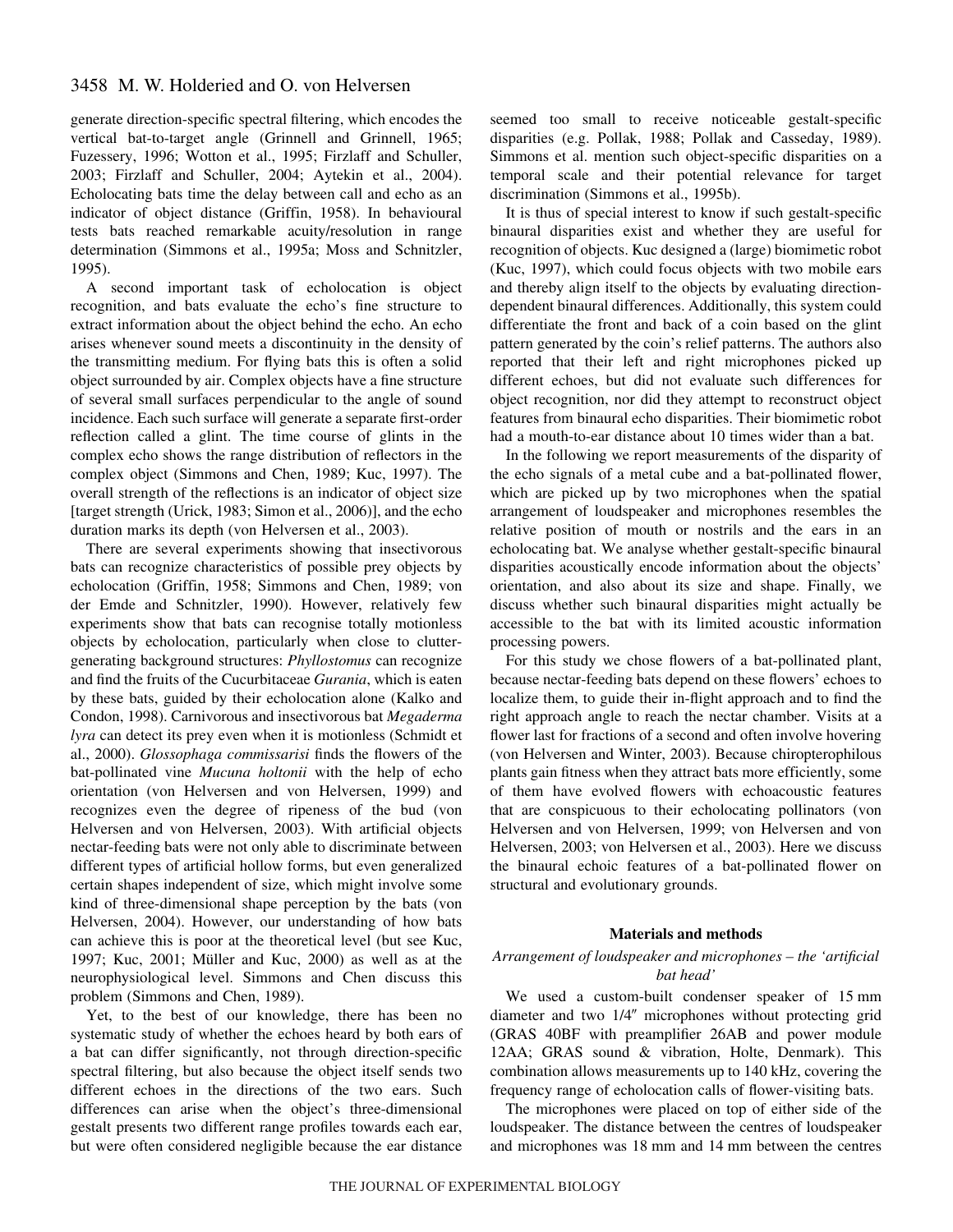generate direction-specific spectral filtering, which encodes the vertical bat-to-target angle (Grinnell and Grinnell, 1965; Fuzessery, 1996; Wotton et al., 1995; Firzlaff and Schuller, 2003; Firzlaff and Schuller, 2004; Aytekin et al., 2004). Echolocating bats time the delay between call and echo as an indicator of object distance (Griffin, 1958). In behavioural tests bats reached remarkable acuity/resolution in range determination (Simmons et al., 1995a; Moss and Schnitzler, 1995).

A second important task of echolocation is object recognition, and bats evaluate the echo's fine structure to extract information about the object behind the echo. An echo arises whenever sound meets a discontinuity in the density of the transmitting medium. For flying bats this is often a solid object surrounded by air. Complex objects have a fine structure of several small surfaces perpendicular to the angle of sound incidence. Each such surface will generate a separate first-order reflection called a glint. The time course of glints in the complex echo shows the range distribution of reflectors in the complex object (Simmons and Chen, 1989; Kuc, 1997). The overall strength of the reflections is an indicator of object size [target strength (Urick, 1983; Simon et al., 2006)], and the echo duration marks its depth (von Helversen et al., 2003).

There are several experiments showing that insectivorous bats can recognize characteristics of possible prey objects by echolocation (Griffin, 1958; Simmons and Chen, 1989; von der Emde and Schnitzler, 1990). However, relatively few experiments show that bats can recognise totally motionless objects by echolocation, particularly when close to clutter-generating background structures: *Phyllostomus* can recognize and find the fruits of the Cucurbitaceae *Gurania*, which is eaten by these bats, guided by their echolocation alone (Kalko and Condon, 1998). Carnivorous and insectivorous bat *Megaderma lyra* can detect its prey even when it is motionless (Schmidt et al., 2000). *Glossophaga commissarisi* finds the flowers of the bat-pollinated vine *Mucuna holtonii* with the help of echo orientation (von Helversen and von Helversen, 1999) and recognizes even the degree of ripeness of the bud (von Helversen and von Helversen, 2003). With artificial objects nectar-feeding bats were not only able to discriminate between different types of artificial hollow forms, but even generalized certain shapes independent of size, which might involve some kind of three-dimensional shape perception by the bats (von Helversen, 2004). However, our understanding of how bats can achieve this is poor at the theoretical level (but see Kuc, 1997; Kuc, 2001; Müller and Kuc, 2000) as well as at the neurophysiological level. Simmons and Chen discuss this problem (Simmons and Chen, 1989).

Yet, to the best of our knowledge, there has been no systematic study of whether the echoes heard by both ears of a bat can differ significantly, not through direction-specific spectral filtering, but also because the object itself sends two different echoes in the directions of the two ears. Such differences can arise when the object's three-dimensional gestalt presents two different range profiles towards each ear, but were often considered negligible because the ear distance seemed too small to receive noticeable gestalt-specific disparities (e.g. Pollak, 1988; Pollak and Casseday, 1989). Simmons et al. mention such object-specific disparities on a temporal scale and their potential relevance for target discrimination (Simmons et al., 1995b).

It is thus of special interest to know if such gestalt-specific binaural disparities exist and whether they are useful for recognition of objects. Kuc designed a (large) biomimetic robot (Kuc, 1997), which could focus objects with two mobile ears and thereby align itself to the objects by evaluating direction-dependent binaural differences. Additionally, this system could differentiate the front and back of a coin based on the glint pattern generated by the coin's relief patterns. The authors also reported that their left and right microphones picked up different echoes, but did not evaluate such differences for object recognition, nor did they attempt to reconstruct object features from binaural echo disparities. Their biomimetic robot had a mouth-to-ear distance about 10 times wider than a bat.

In the following we report measurements of the disparity of the echo signals of a metal cube and a bat-pollinated flower, which are picked up by two microphones when the spatial arrangement of loudspeaker and microphones resembles the relative position of mouth or nostrils and the ears in an echolocating bat. We analyse whether gestalt-specific binaural disparities acoustically encode information about the objects' orientation, and also about its size and shape. Finally, we discuss whether such binaural disparities might actually be accessible to the bat with its limited acoustic information processing powers.

For this study we chose flowers of a bat-pollinated plant, because nectar-feeding bats depend on these flowers' echoes to localize them, to guide their in-flight approach and to find the right approach angle to reach the nectar chamber. Visits at a flower last for fractions of a second and often involve hovering (von Helversen and Winter, 2003). Because chiropterophilous plants gain fitness when they attract bats more efficiently, some of them have evolved flowers with echoacoustic features that are conspicuous to their echolocating pollinators (von Helversen and von Helversen, 1999; von Helversen and von Helversen, 2003; von Helversen et al., 2003). Here we discuss the binaural echoic features of a bat-pollinated flower on structural and evolutionary grounds.

## Materials and methods

### *Arrangement of loudspeaker and microphones – the 'artificial bat head'*

We used a custom-built condenser speaker of 15 mm diameter and two 1/4″ microphones without protecting grid (GRAS 40BF with preamplifier 26AB and power module 12AA; GRAS sound & vibration, Holte, Denmark). This combination allows measurements up to 140 kHz, covering the frequency range of echolocation calls of flower-visiting bats.

The microphones were placed on top of either side of the loudspeaker. The distance between the centres of loudspeaker and microphones was 18 mm and 14 mm between the centres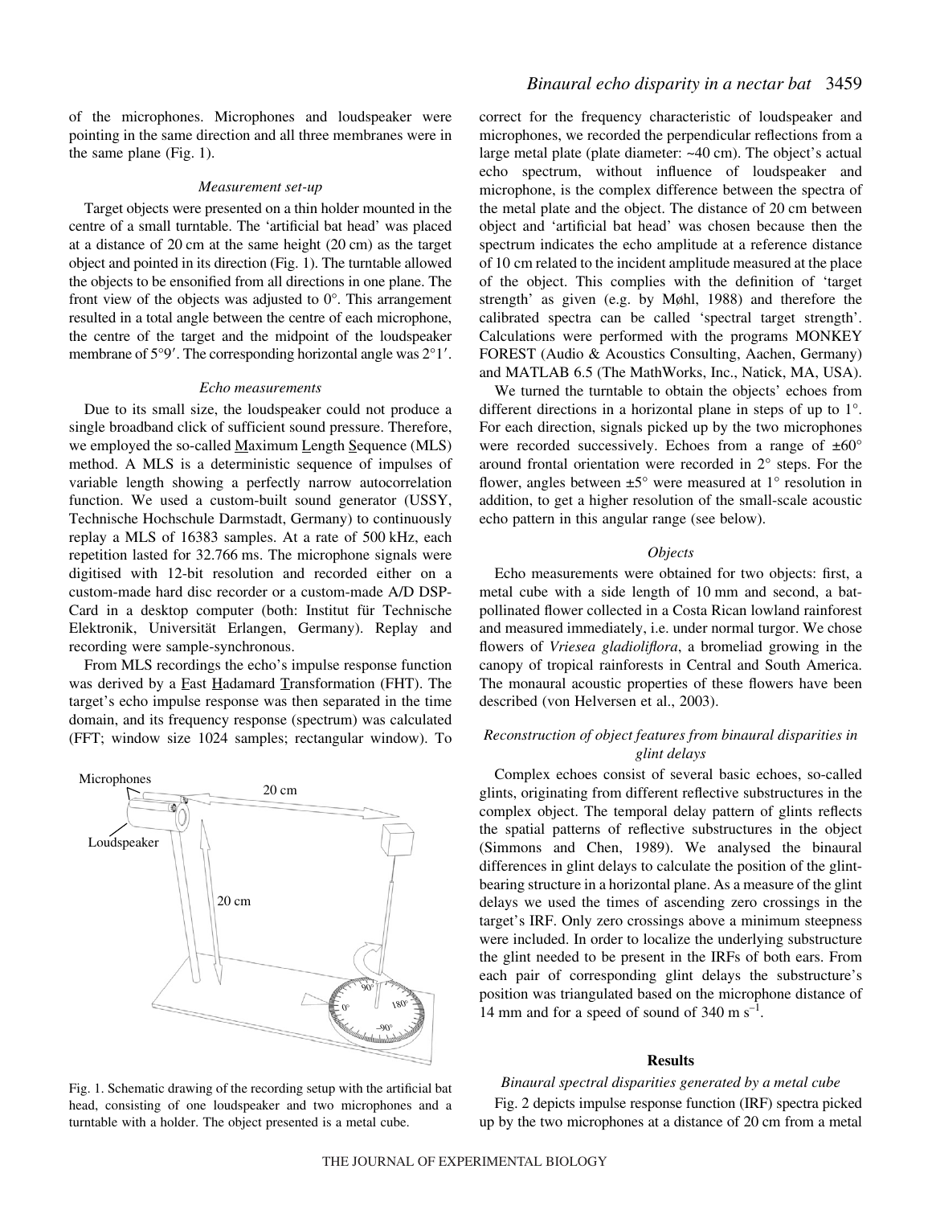of the microphones. Microphones and loudspeaker were pointing in the same direction and all three membranes were in the same plane (Fig. 1).

### *Measurement set-up*

Target objects were presented on a thin holder mounted in the centre of a small turntable. The 'artificial bat head' was placed at a distance of 20 cm at the same height (20 cm) as the target object and pointed in its direction (Fig. 1). The turntable allowed the objects to be ensonified from all directions in one plane. The front view of the objects was adjusted to 0°. This arrangement resulted in a total angle between the centre of each microphone, the centre of the target and the midpoint of the loudspeaker membrane of 5°9′. The corresponding horizontal angle was 2°1′.

### *Echo measurements*

Due to its small size, the loudspeaker could not produce a single broadband click of sufficient sound pressure. Therefore, we employed the so-called Maximum Length Sequence (MLS) method. A MLS is a deterministic sequence of impulses of variable length showing a perfectly narrow autocorrelation function. We used a custom-built sound generator (USSY, Technische Hochschule Darmstadt, Germany) to continuously replay a MLS of 16383 samples. At a rate of 500 kHz, each repetition lasted for 32.766 ms. The microphone signals were digitised with 12-bit resolution and recorded either on a custom-made hard disc recorder or a custom-made A/D DSP-Card in a desktop computer (both: Institut für Technische Elektronik, Universität Erlangen, Germany). Replay and recording were sample-synchronous.

From MLS recordings the echo's impulse response function was derived by a Fast Hadamard Transformation (FHT). The target's echo impulse response was then separated in the time domain, and its frequency response (spectrum) was calculated (FFT; window size 1024 samples; rectangular window). To correct for the frequency characteristic of loudspeaker and microphones, we recorded the perpendicular reflections from a large metal plate (plate diameter: ~40 cm). The object's actual echo spectrum, without influence of loudspeaker and microphone, is the complex difference between the spectra of the metal plate and the object. The distance of 20 cm between object and 'artificial bat head' was chosen because then the spectrum indicates the echo amplitude at a reference distance of 10 cm related to the incident amplitude measured at the place of the object. This complies with the definition of 'target strength' as given (e.g. by Møhl, 1988) and therefore the calibrated spectra can be called 'spectral target strength'. Calculations were performed with the programs MONKEY FOREST (Audio & Acoustics Consulting, Aachen, Germany) and MATLAB 6.5 (The MathWorks, Inc., Natick, MA, USA).

We turned the turntable to obtain the objects' echoes from different directions in a horizontal plane in steps of up to 1°. For each direction, signals picked up by the two microphones were recorded successively. Echoes from a range of ±60° around frontal orientation were recorded in 2° steps. For the flower, angles between ±5° were measured at 1° resolution in addition, to get a higher resolution of the small-scale acoustic echo pattern in this angular range (see below).

Fig. 1. Schematic drawing of the recording setup with the artificial bat head, consisting of one loudspeaker and two microphones and a turntable with a holder. The object presented is a metal cube.

### *Objects*

Echo measurements were obtained for two objects: first, a metal cube with a side length of 10 mm and second, a bat-pollinated flower collected in a Costa Rican lowland rainforest and measured immediately, i.e. under normal turgor. We chose flowers of *Vriesea gladioliflora*, a bromeliad growing in the canopy of tropical rainforests in Central and South America. The monaural acoustic properties of these flowers have been described (von Helversen et al., 2003).

### *Reconstruction of object features from binaural disparities in glint delays*

Complex echoes consist of several basic echoes, so-called glints, originating from different reflective substructures in the complex object. The temporal delay pattern of glints reflects the spatial patterns of reflective substructures in the object (Simmons and Chen, 1989). We analysed the binaural differences in glint delays to calculate the position of the glint-bearing structure in a horizontal plane. As a measure of the glint delays we used the times of ascending zero crossings in the target's IRF. Only zero crossings above a minimum steepness were included. In order to localize the underlying substructure the glint needed to be present in the IRFs of both ears. From each pair of corresponding glint delays the substructure's position was triangulated based on the microphone distance of 14 mm and for a speed of sound of 340 m s$^{-1}$.

## Results

### *Binaural spectral disparities generated by a metal cube*

Fig. 2 depicts impulse response function (IRF) spectra picked up by the two microphones at a distance of 20 cm from a metal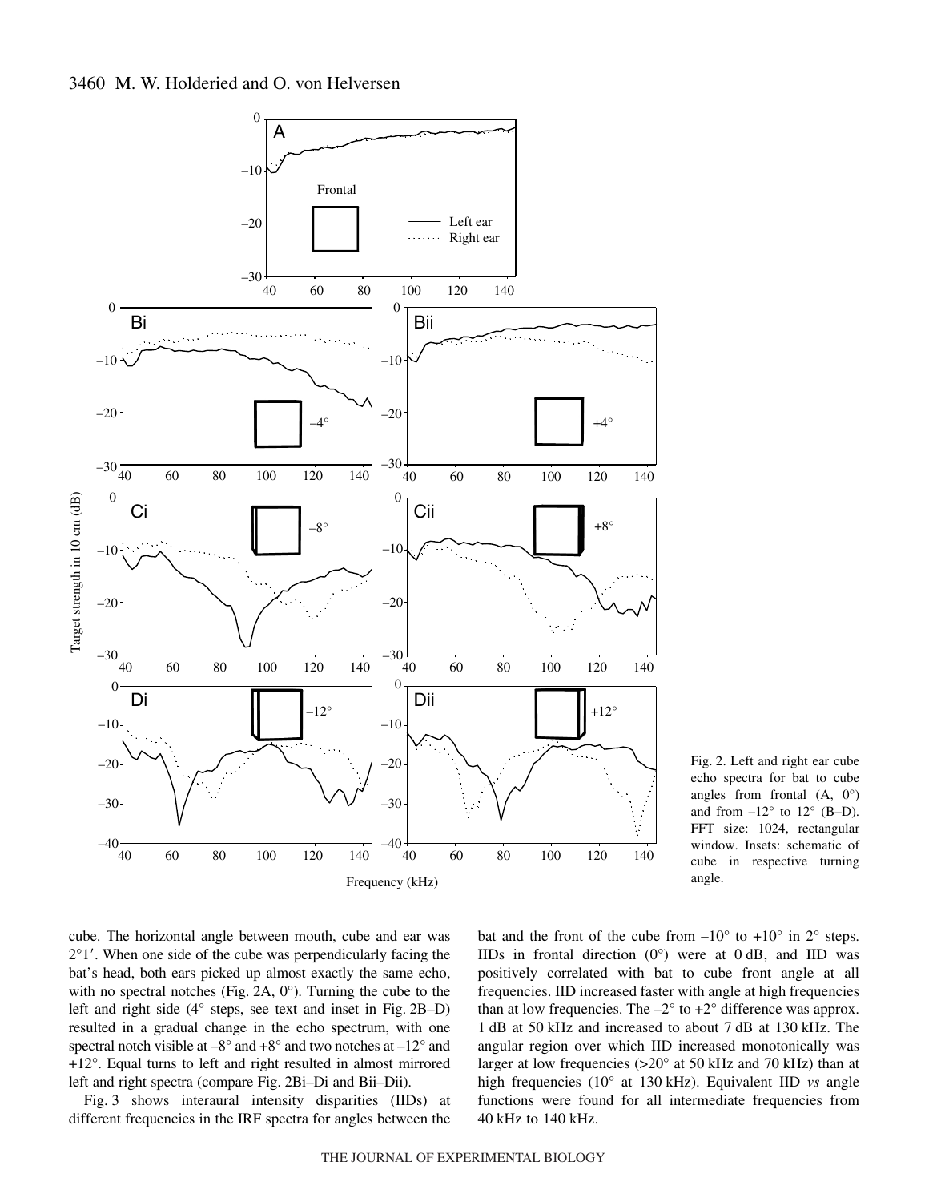Fig. 2. Left and right ear cube echo spectra for bat to cube angles from frontal (A, 0°) and from –12° to 12° (B–D). FFT size: 1024, rectangular window. Insets: schematic of cube in respective turning angle.

cube. The horizontal angle between mouth, cube and ear was 2°1′. When one side of the cube was perpendicularly facing the bat's head, both ears picked up almost exactly the same echo, with no spectral notches (Fig. 2A, 0°). Turning the cube to the left and right side (4° steps, see text and inset in Fig. 2B–D) resulted in a gradual change in the echo spectrum, with one spectral notch visible at –8° and +8° and two notches at –12° and +12°. Equal turns to left and right resulted in almost mirrored left and right spectra (compare Fig. 2Bi–Di and Bii–Dii).

Fig. 3 shows interaural intensity disparities (IIDs) at different frequencies in the IRF spectra for angles between the bat and the front of the cube from –10° to +10° in 2° steps. IIDs in frontal direction (0°) were at 0 dB, and IID was positively correlated with bat to cube front angle at all frequencies. IID increased faster with angle at high frequencies than at low frequencies. The –2° to +2° difference was approx. 1 dB at 50 kHz and increased to about 7 dB at 130 kHz. The angular region over which IID increased monotonically was larger at low frequencies (>20° at 50 kHz and 70 kHz) than at high frequencies (10° at 130 kHz). Equivalent IID *vs* angle functions were found for all intermediate frequencies from 40 kHz to 140 kHz.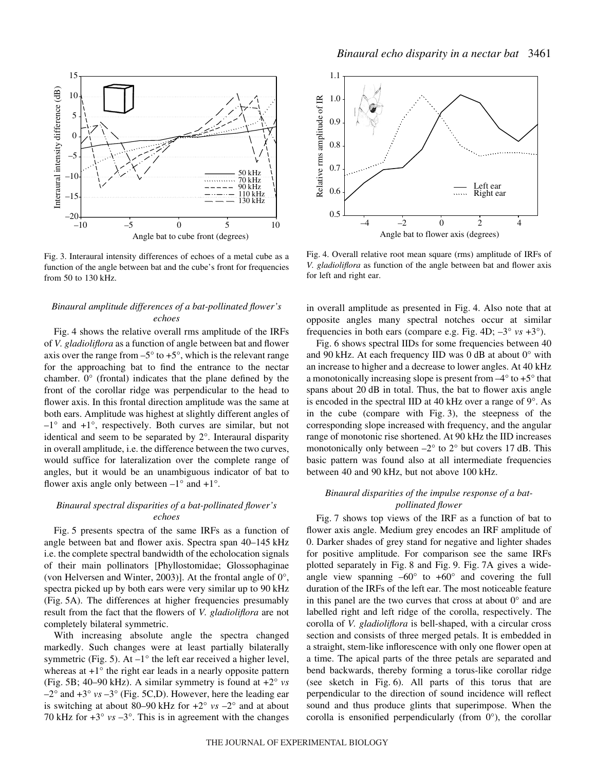Fig. 3. Interaural intensity differences of echoes of a metal cube as a function of the angle between bat and the cube's front for frequencies from 50 to 130 kHz.

Fig. 4. Overall relative root mean square (rms) amplitude of IRFs of *V. gladioliflora* as function of the angle between bat and flower axis for left and right ear.

### *Binaural amplitude differences of a bat-pollinated flower's echoes*

Fig. 4 shows the relative overall rms amplitude of the IRFs of *V. gladioliflora* as a function of angle between bat and flower axis over the range from –5° to +5°, which is the relevant range for the approaching bat to find the entrance to the nectar chamber. 0° (frontal) indicates that the plane defined by the front of the corollar ridge was perpendicular to the head to flower axis. In this frontal direction amplitude was the same at both ears. Amplitude was highest at slightly different angles of –1° and +1°, respectively. Both curves are similar, but not identical and seem to be separated by 2°. Interaural disparity in overall amplitude, i.e. the difference between the two curves, would suffice for lateralization over the complete range of angles, but it would be an unambiguous indicator of bat to flower axis angle only between –1° and +1°.

### *Binaural spectral disparities of a bat-pollinated flower's echoes*

Fig. 5 presents spectra of the same IRFs as a function of angle between bat and flower axis. Spectra span 40–145 kHz i.e. the complete spectral bandwidth of the echolocation signals of their main pollinators [Phyllostomidae; Glossophaginae (von Helversen and Winter, 2003)]. At the frontal angle of 0°, spectra picked up by both ears were very similar up to 90 kHz (Fig. 5A). The differences at higher frequencies presumably result from the fact that the flowers of *V. gladioliflora* are not completely bilateral symmetric.

With increasing absolute angle the spectra changed markedly. Such changes were at least partially bilaterally symmetric (Fig. 5). At –1° the left ear received a higher level, whereas at +1° the right ear leads in a nearly opposite pattern (Fig. 5B; 40–90 kHz). A similar symmetry is found at +2° *vs* –2° and +3° *vs* –3° (Fig. 5C,D). However, here the leading ear is switching at about 80–90 kHz for +2° *vs* –2° and at about 70 kHz for +3° *vs* –3°. This is in agreement with the changes in overall amplitude as presented in Fig. 4. Also note that at opposite angles many spectral notches occur at similar frequencies in both ears (compare e.g. Fig. 4D; –3° *vs* +3°).

Fig. 6 shows spectral IIDs for some frequencies between 40 and 90 kHz. At each frequency IID was 0 dB at about 0° with an increase to higher and a decrease to lower angles. At 40 kHz a monotonically increasing slope is present from –4° to +5° that spans about 20 dB in total. Thus, the bat to flower axis angle is encoded in the spectral IID at 40 kHz over a range of 9°. As in the cube (compare with Fig. 3), the steepness of the corresponding slope increased with frequency, and the angular range of monotonic rise shortened. At 90 kHz the IID increases monotonically only between –2° to 2° but covers 17 dB. This basic pattern was found also at all intermediate frequencies between 40 and 90 kHz, but not above 100 kHz.

### *Binaural disparities of the impulse response of a bat-pollinated flower*

Fig. 7 shows top views of the IRF as a function of bat to flower axis angle. Medium grey encodes an IRF amplitude of 0. Darker shades of grey stand for negative and lighter shades for positive amplitude. For comparison see the same IRFs plotted separately in Fig. 8 and Fig. 9. Fig. 7A gives a wide-angle view spanning –60° to +60° and covering the full duration of the IRFs of the left ear. The most noticeable feature in this panel are the two curves that cross at about 0° and are labelled right and left ridge of the corolla, respectively. The corolla of *V. gladioliflora* is bell-shaped, with a circular cross section and consists of three merged petals. It is embedded in a straight, stem-like inflorescence with only one flower open at a time. The apical parts of the three petals are separated and bend backwards, thereby forming a torus-like corollar ridge (see sketch in Fig. 6). All parts of this torus that are perpendicular to the direction of sound incidence will reflect sound and thus produce glints that superimpose. When the corolla is ensonified perpendicularly (from 0°), the corollar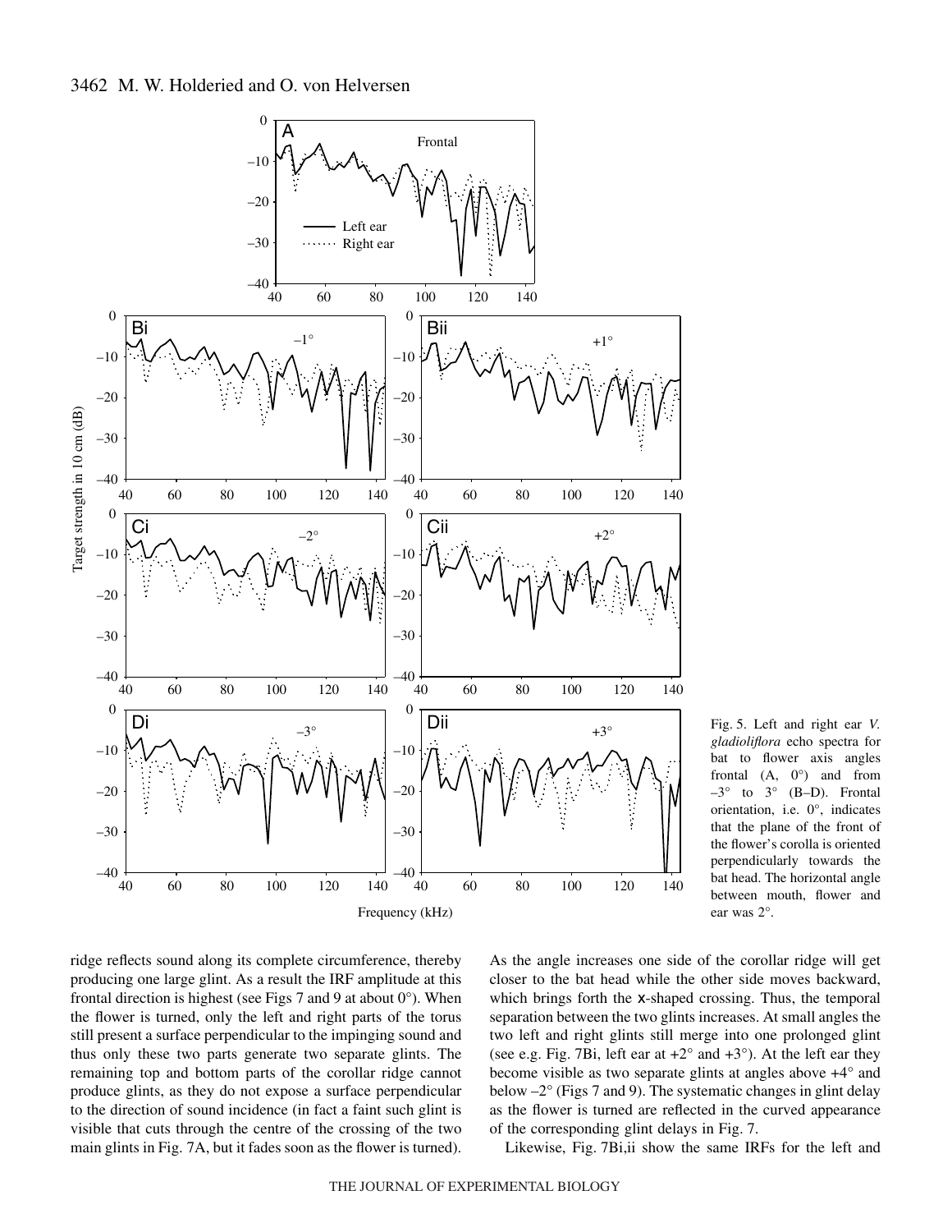Fig. 5. Left and right ear *V. gladioliflora* echo spectra for bat to flower axis angles frontal (A, 0°) and from –3° to 3° (B–D). Frontal orientation, i.e. 0°, indicates that the plane of the front of the flower's corolla is oriented perpendicularly towards the bat head. The horizontal angle between mouth, flower and ear was 2°.

ridge reflects sound along its complete circumference, thereby producing one large glint. As a result the IRF amplitude at this frontal direction is highest (see Figs 7 and 9 at about 0°). When the flower is turned, only the left and right parts of the torus still present a surface perpendicular to the impinging sound and thus only these two parts generate two separate glints. The remaining top and bottom parts of the corollar ridge cannot produce glints, as they do not expose a surface perpendicular to the direction of sound incidence (in fact a faint such glint is visible that cuts through the centre of the crossing of the two main glints in Fig. 7A, but it fades soon as the flower is turned). As the angle increases one side of the corollar ridge will get closer to the bat head while the other side moves backward, which brings forth the x-shaped crossing. Thus, the temporal separation between the two glints increases. At small angles the two left and right glints still merge into one prolonged glint (see e.g. Fig. 7Bi, left ear at +2° and +3°). At the left ear they become visible as two separate glints at angles above +4° and below –2° (Figs 7 and 9). The systematic changes in glint delay as the flower is turned are reflected in the curved appearance of the corresponding glint delays in Fig. 7.

Likewise, Fig. 7Bi,ii show the same IRFs for the left and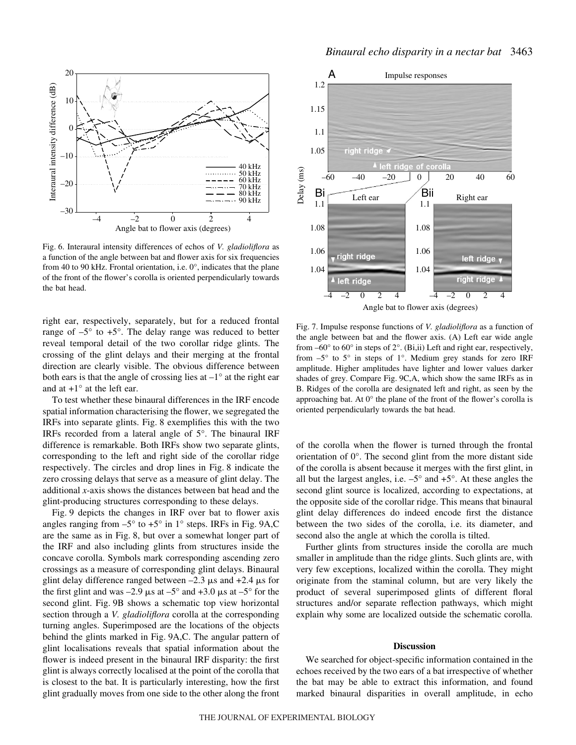Fig. 6. Interaural intensity differences of echos of *V. gladioliflora* as a function of the angle between bat and flower axis for six frequencies from 40 to 90 kHz. Frontal orientation, i.e. 0°, indicates that the plane of the front of the flower's corolla is oriented perpendicularly towards the bat head.

Fig. 7. Impulse response functions of *V. gladioliflora* as a function of the angle between bat and the flower axis. (A) Left ear wide angle from –60° to 60° in steps of 2°. (Bi,ii) Left and right ear, respectively, from –5° to 5° in steps of 1°. Medium grey stands for zero IRF amplitude. Higher amplitudes have lighter and lower values darker shades of grey. Compare Fig. 9C,A, which show the same IRFs as in B. Ridges of the corolla are designated left and right, as seen by the approaching bat. At 0° the plane of the front of the flower's corolla is oriented perpendicularly towards the bat head.

right ear, respectively, separately, but for a reduced frontal range of –5° to +5°. The delay range was reduced to better reveal temporal detail of the two corollar ridge glints. The crossing of the glint delays and their merging at the frontal direction are clearly visible. The obvious difference between both ears is that the angle of crossing lies at –1° at the right ear and at +1° at the left ear.

To test whether these binaural differences in the IRF encode spatial information characterising the flower, we segregated the IRFs into separate glints. Fig. 8 exemplifies this with the two IRFs recorded from a lateral angle of 5°. The binaural IRF difference is remarkable. Both IRFs show two separate glints, corresponding to the left and right side of the corollar ridge respectively. The circles and drop lines in Fig. 8 indicate the zero crossing delays that serve as a measure of glint delay. The additional *x*-axis shows the distances between bat head and the glint-producing structures corresponding to these delays.

Fig. 9 depicts the changes in IRF over bat to flower axis angles ranging from –5° to +5° in 1° steps. IRFs in Fig. 9A,C are the same as in Fig. 8, but over a somewhat longer part of the IRF and also including glints from structures inside the concave corolla. Symbols mark corresponding ascending zero crossings as a measure of corresponding glint delays. Binaural glint delay difference ranged between –2.3 μs and +2.4 μs for the first glint and was –2.9 μs at –5° and +3.0 μs at –5° for the second glint. Fig. 9B shows a schematic top view horizontal section through a *V. gladioliflora* corolla at the corresponding turning angles. Superimposed are the locations of the objects behind the glints marked in Fig. 9A,C. The angular pattern of glint localisations reveals that spatial information about the flower is indeed present in the binaural IRF disparity: the first glint is always correctly localised at the point of the corolla that is closest to the bat. It is particularly interesting, how the first glint gradually moves from one side to the other along the front of the corolla when the flower is turned through the frontal orientation of 0°. The second glint from the more distant side of the corolla is absent because it merges with the first glint, in all but the largest angles, i.e. –5° and +5°. At these angles the second glint source is localized, according to expectations, at the opposite side of the corollar ridge. This means that binaural glint delay differences do indeed encode first the distance between the two sides of the corolla, i.e. its diameter, and second also the angle at which the corolla is tilted.

Further glints from structures inside the corolla are much smaller in amplitude than the ridge glints. Such glints are, with very few exceptions, localized within the corolla. They might originate from the staminal column, but are very likely the product of several superimposed glints of different floral structures and/or separate reflection pathways, which might explain why some are localized outside the schematic corolla.

## Discussion

We searched for object-specific information contained in the echoes received by the two ears of a bat irrespective of whether the bat may be able to extract this information, and found marked binaural disparities in overall amplitude, in echo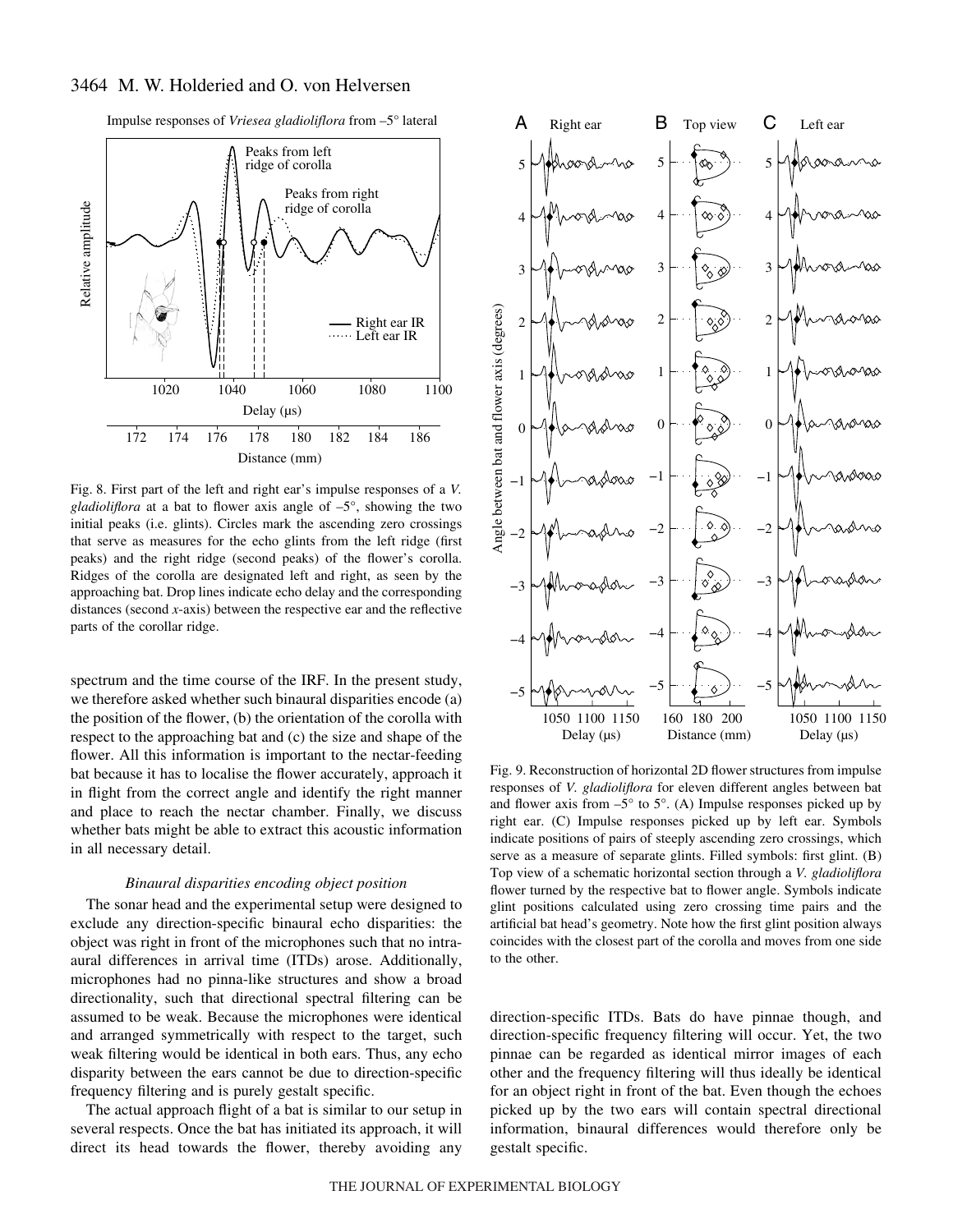Impulse responses of *Vriesea gladioliflora* from –5° lateral

Peaks from left ridge of corolla

Peaks from right ridge of corolla

Relative amplitude

Right ear IR
Left ear IR

1020 1040 1060 1080 1100
Delay (μs)

172 174 176 178 180 182 184 186
Distance (mm)

Fig. 8. First part of the left and right ear's impulse responses of a *V. gladioliflora* at a bat to flower axis angle of –5°, showing the two initial peaks (i.e. glints). Circles mark the ascending zero crossings that serve as measures for the echo glints from the left ridge (first peaks) and the right ridge (second peaks) of the flower's corolla. Ridges of the corolla are designated left and right, as seen by the approaching bat. Drop lines indicate echo delay and the corresponding distances (second *x*-axis) between the respective ear and the reflective parts of the corollar ridge.

A Right ear

B Top view

C Left ear

Angle between bat and flower axis (degrees)

5 4 3 2 1 0 −1 −2 −3 −4 −5

1050 1100 1150
Delay (μs)

160 180 200
Distance (mm)

1050 1100 1150
Delay (μs)

Fig. 9. Reconstruction of horizontal 2D flower structures from impulse responses of *V. gladioliflora* for eleven different angles between bat and flower axis from –5° to 5°. (A) Impulse responses picked up by right ear. (C) Impulse responses picked up by left ear. Symbols indicate positions of pairs of steeply ascending zero crossings, which serve as a measure of separate glints. Filled symbols: first glint. (B) Top view of a schematic horizontal section through a *V. gladioliflora* flower turned by the respective bat to flower angle. Symbols indicate glint positions calculated using zero crossing time pairs and the artificial bat head's geometry. Note how the first glint position always coincides with the closest part of the corolla and moves from one side to the other.

spectrum and the time course of the IRF. In the present study, we therefore asked whether such binaural disparities encode (a) the position of the flower, (b) the orientation of the corolla with respect to the approaching bat and (c) the size and shape of the flower. All this information is important to the nectar-feeding bat because it has to localise the flower accurately, approach it in flight from the correct angle and identify the right manner and place to reach the nectar chamber. Finally, we discuss whether bats might be able to extract this acoustic information in all necessary detail.

### *Binaural disparities encoding object position*

The sonar head and the experimental setup were designed to exclude any direction-specific binaural echo disparities: the object was right in front of the microphones such that no intra-aural differences in arrival time (ITDs) arose. Additionally, microphones had no pinna-like structures and show a broad directionality, such that directional spectral filtering can be assumed to be weak. Because the microphones were identical and arranged symmetrically with respect to the target, such weak filtering would be identical in both ears. Thus, any echo disparity between the ears cannot be due to direction-specific frequency filtering and is purely gestalt specific.

The actual approach flight of a bat is similar to our setup in several respects. Once the bat has initiated its approach, it will direct its head towards the flower, thereby avoiding any direction-specific ITDs. Bats do have pinnae though, and direction-specific frequency filtering will occur. Yet, the two pinnae can be regarded as identical mirror images of each other and the frequency filtering will thus ideally be identical for an object right in front of the bat. Even though the echoes picked up by the two ears will contain spectral directional information, binaural differences would therefore only be gestalt specific.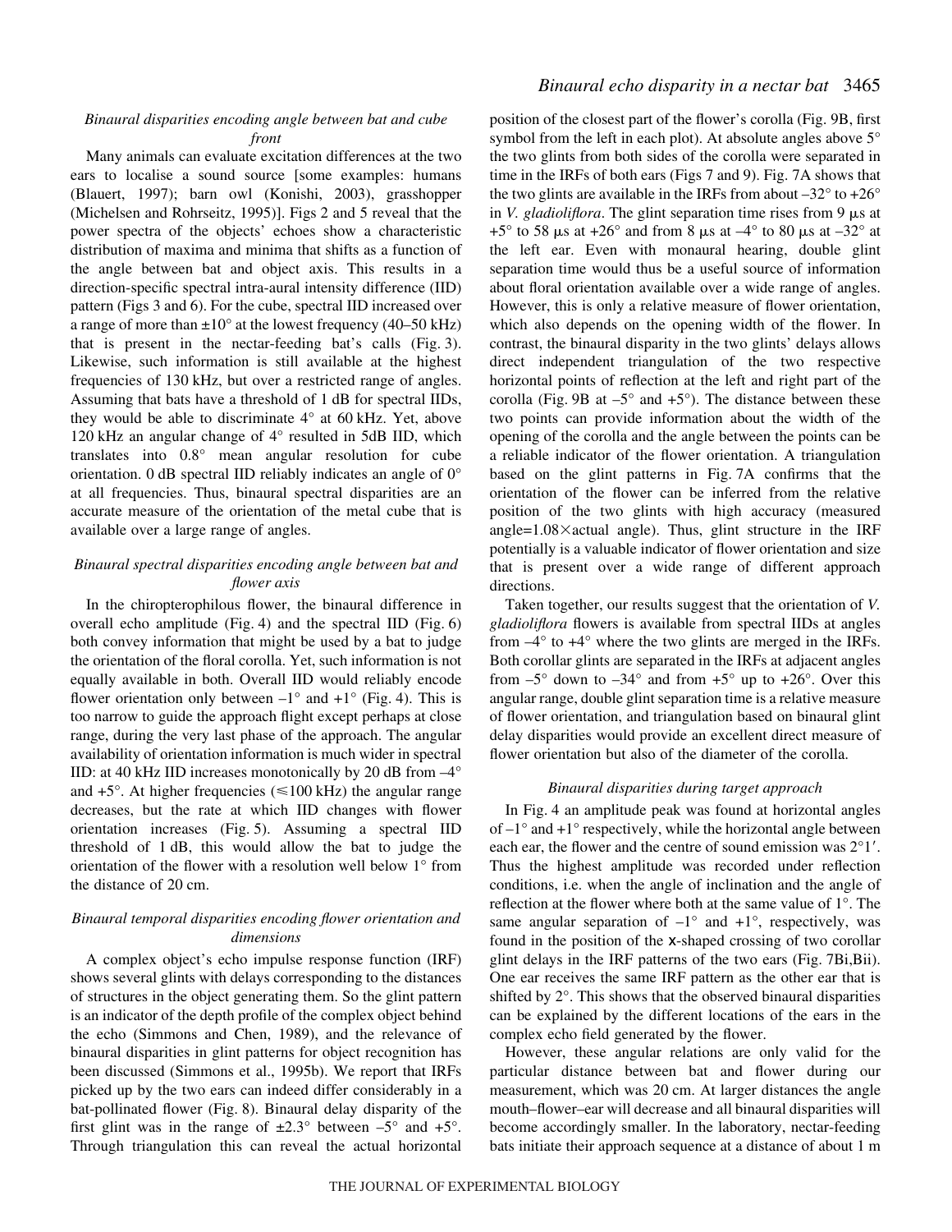### *Binaural disparities encoding angle between bat and cube front*

Many animals can evaluate excitation differences at the two ears to localise a sound source [some examples: humans (Blauert, 1997); barn owl (Konishi, 2003), grasshopper (Michelsen and Rohrseitz, 1995)]. Figs 2 and 5 reveal that the power spectra of the objects' echoes show a characteristic distribution of maxima and minima that shifts as a function of the angle between bat and object axis. This results in a direction-specific spectral intra-aural intensity difference (IID) pattern (Figs 3 and 6). For the cube, spectral IID increased over a range of more than $\pm 10°$ at the lowest frequency (40–50 kHz) that is present in the nectar-feeding bat's calls (Fig. 3). Likewise, such information is still available at the highest frequencies of 130 kHz, but over a restricted range of angles. Assuming that bats have a threshold of 1 dB for spectral IIDs, they would be able to discriminate 4° at 60 kHz. Yet, above 120 kHz an angular change of 4° resulted in 5dB IID, which translates into 0.8° mean angular resolution for cube orientation. 0 dB spectral IID reliably indicates an angle of 0° at all frequencies. Thus, binaural spectral disparities are an accurate measure of the orientation of the metal cube that is available over a large range of angles.

### *Binaural spectral disparities encoding angle between bat and flower axis*

In the chiropterophilous flower, the binaural difference in overall echo amplitude (Fig. 4) and the spectral IID (Fig. 6) both convey information that might be used by a bat to judge the orientation of the floral corolla. Yet, such information is not equally available in both. Overall IID would reliably encode flower orientation only between –1° and +1° (Fig. 4). This is too narrow to guide the approach flight except perhaps at close range, during the very last phase of the approach. The angular availability of orientation information is much wider in spectral IID: at 40 kHz IID increases monotonically by 20 dB from –4° and +5°. At higher frequencies ($\leq$100 kHz) the angular range decreases, but the rate at which IID changes with flower orientation increases (Fig. 5). Assuming a spectral IID threshold of 1 dB, this would allow the bat to judge the orientation of the flower with a resolution well below 1° from the distance of 20 cm.

### *Binaural temporal disparities encoding flower orientation and dimensions*

A complex object's echo impulse response function (IRF) shows several glints with delays corresponding to the distances of structures in the object generating them. So the glint pattern is an indicator of the depth profile of the complex object behind the echo (Simmons and Chen, 1989), and the relevance of binaural disparities in glint patterns for object recognition has been discussed (Simmons et al., 1995b). We report that IRFs picked up by the two ears can indeed differ considerably in a bat-pollinated flower (Fig. 8). Binaural delay disparity of the first glint was in the range of ±2.3° between –5° and +5°. Through triangulation this can reveal the actual horizontal position of the closest part of the flower's corolla (Fig. 9B, first symbol from the left in each plot). At absolute angles above 5° the two glints from both sides of the corolla were separated in time in the IRFs of both ears (Figs 7 and 9). Fig. 7A shows that the two glints are available in the IRFs from about –32° to +26° in *V. gladioliflora*. The glint separation time rises from 9 μs at +5° to 58 μs at +26° and from 8 μs at –4° to 80 μs at –32° at the left ear. Even with monaural hearing, double glint separation time would thus be a useful source of information about floral orientation available over a wide range of angles. However, this is only a relative measure of flower orientation, which also depends on the opening width of the flower. In contrast, the binaural disparity in the two glints' delays allows direct independent triangulation of the two respective horizontal points of reflection at the left and right part of the corolla (Fig. 9B at –5° and +5°). The distance between these two points can provide information about the width of the opening of the corolla and the angle between the points can be a reliable indicator of the flower orientation. A triangulation based on the glint patterns in Fig. 7A confirms that the orientation of the flower can be inferred from the relative position of the two glints with high accuracy (measured angle=1.08×actual angle). Thus, glint structure in the IRF potentially is a valuable indicator of flower orientation and size that is present over a wide range of different approach directions.

Taken together, our results suggest that the orientation of *V. gladioliflora* flowers is available from spectral IIDs at angles from –4° to +4° where the two glints are merged in the IRFs. Both corollar glints are separated in the IRFs at adjacent angles from –5° down to –34° and from +5° up to +26°. Over this angular range, double glint separation time is a relative measure of flower orientation, and triangulation based on binaural glint delay disparities would provide an excellent direct measure of flower orientation but also of the diameter of the corolla.

### *Binaural disparities during target approach*

In Fig. 4 an amplitude peak was found at horizontal angles of –1° and +1° respectively, while the horizontal angle between each ear, the flower and the centre of sound emission was 2°1′. Thus the highest amplitude was recorded under reflection conditions, i.e. when the angle of inclination and the angle of reflection at the flower where both at the same value of 1°. The same angular separation of –1° and +1°, respectively, was found in the position of the x-shaped crossing of two corollar glint delays in the IRF patterns of the two ears (Fig. 7Bi,Bii). One ear receives the same IRF pattern as the other ear that is shifted by 2°. This shows that the observed binaural disparities can be explained by the different locations of the ears in the complex echo field generated by the flower.

However, these angular relations are only valid for the particular distance between bat and flower during our measurement, which was 20 cm. At larger distances the angle mouth–flower–ear will decrease and all binaural disparities will become accordingly smaller. In the laboratory, nectar-feeding bats initiate their approach sequence at a distance of about 1 m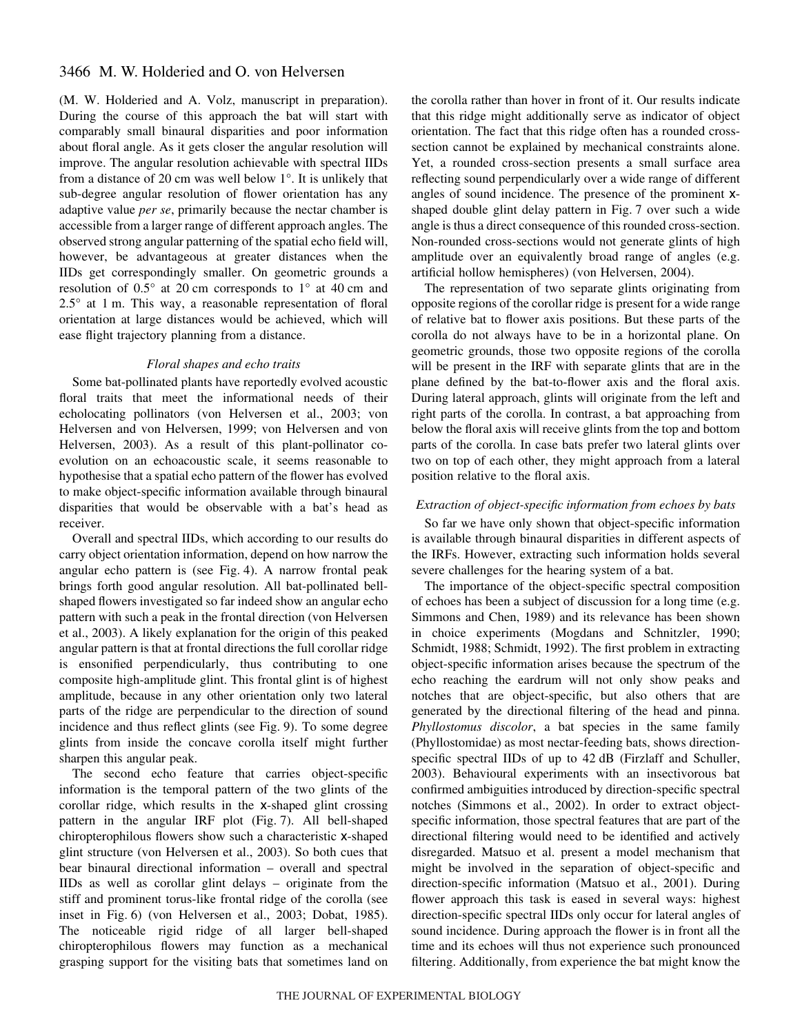(M. W. Holderied and A. Volz, manuscript in preparation). During the course of this approach the bat will start with comparably small binaural disparities and poor information about floral angle. As it gets closer the angular resolution will improve. The angular resolution achievable with spectral IIDs from a distance of 20 cm was well below 1°. It is unlikely that sub-degree angular resolution of flower orientation has any adaptive value *per se*, primarily because the nectar chamber is accessible from a larger range of different approach angles. The observed strong angular patterning of the spatial echo field will, however, be advantageous at greater distances when the IIDs get correspondingly smaller. On geometric grounds a resolution of 0.5° at 20 cm corresponds to 1° at 40 cm and 2.5° at 1 m. This way, a reasonable representation of floral orientation at large distances would be achieved, which will ease flight trajectory planning from a distance.

### *Floral shapes and echo traits*

Some bat-pollinated plants have reportedly evolved acoustic floral traits that meet the informational needs of their echolocating pollinators (von Helversen et al., 2003; von Helversen and von Helversen, 1999; von Helversen and von Helversen, 2003). As a result of this plant-pollinator co-evolution on an echoacoustic scale, it seems reasonable to hypothesise that a spatial echo pattern of the flower has evolved to make object-specific information available through binaural disparities that would be observable with a bat's head as receiver.

Overall and spectral IIDs, which according to our results do carry object orientation information, depend on how narrow the angular echo pattern is (see Fig. 4). A narrow frontal peak brings forth good angular resolution. All bat-pollinated bell-shaped flowers investigated so far indeed show an angular echo pattern with such a peak in the frontal direction (von Helversen et al., 2003). A likely explanation for the origin of this peaked angular pattern is that at frontal directions the full corollar ridge is ensonified perpendicularly, thus contributing to one composite high-amplitude glint. This frontal glint is of highest amplitude, because in any other orientation only two lateral parts of the ridge are perpendicular to the direction of sound incidence and thus reflect glints (see Fig. 9). To some degree glints from inside the concave corolla itself might further sharpen this angular peak.

The second echo feature that carries object-specific information is the temporal pattern of the two glints of the corollar ridge, which results in the x-shaped glint crossing pattern in the angular IRF plot (Fig. 7). All bell-shaped chiropterophilous flowers show such a characteristic x-shaped glint structure (von Helversen et al., 2003). So both cues that bear binaural directional information – overall and spectral IIDs as well as corollar glint delays – originate from the stiff and prominent torus-like frontal ridge of the corolla (see inset in Fig. 6) (von Helversen et al., 2003; Dobat, 1985). The noticeable rigid ridge of all larger bell-shaped chiropterophilous flowers may function as a mechanical grasping support for the visiting bats that sometimes land on the corolla rather than hover in front of it. Our results indicate that this ridge might additionally serve as indicator of object orientation. The fact that this ridge often has a rounded cross-section cannot be explained by mechanical constraints alone. Yet, a rounded cross-section presents a small surface area reflecting sound perpendicularly over a wide range of different angles of sound incidence. The presence of the prominent x-shaped double glint delay pattern in Fig. 7 over such a wide angle is thus a direct consequence of this rounded cross-section. Non-rounded cross-sections would not generate glints of high amplitude over an equivalently broad range of angles (e.g. artificial hollow hemispheres) (von Helversen, 2004).

The representation of two separate glints originating from opposite regions of the corollar ridge is present for a wide range of relative bat to flower axis positions. But these parts of the corolla do not always have to be in a horizontal plane. On geometric grounds, those two opposite regions of the corolla will be present in the IRF with separate glints that are in the plane defined by the bat-to-flower axis and the floral axis. During lateral approach, glints will originate from the left and right parts of the corolla. In contrast, a bat approaching from below the floral axis will receive glints from the top and bottom parts of the corolla. In case bats prefer two lateral glints over two on top of each other, they might approach from a lateral position relative to the floral axis.

### *Extraction of object-specific information from echoes by bats*

So far we have only shown that object-specific information is available through binaural disparities in different aspects of the IRFs. However, extracting such information holds several severe challenges for the hearing system of a bat.

The importance of the object-specific spectral composition of echoes has been a subject of discussion for a long time (e.g. Simmons and Chen, 1989) and its relevance has been shown in choice experiments (Mogdans and Schnitzler, 1990; Schmidt, 1988; Schmidt, 1992). The first problem in extracting object-specific information arises because the spectrum of the echo reaching the eardrum will not only show peaks and notches that are object-specific, but also others that are generated by the directional filtering of the head and pinna. *Phyllostomus discolor*, a bat species in the same family (Phyllostomidae) as most nectar-feeding bats, shows direction-specific spectral IIDs of up to 42 dB (Firzlaff and Schuller, 2003). Behavioural experiments with an insectivorous bat confirmed ambiguities introduced by direction-specific spectral notches (Simmons et al., 2002). In order to extract object-specific information, those spectral features that are part of the directional filtering would need to be identified and actively disregarded. Matsuo et al. present a model mechanism that might be involved in the separation of object-specific and direction-specific information (Matsuo et al., 2001). During flower approach this task is eased in several ways: highest direction-specific spectral IIDs only occur for lateral angles of sound incidence. During approach the flower is in front all the time and its echoes will thus not experience such pronounced filtering. Additionally, from experience the bat might know the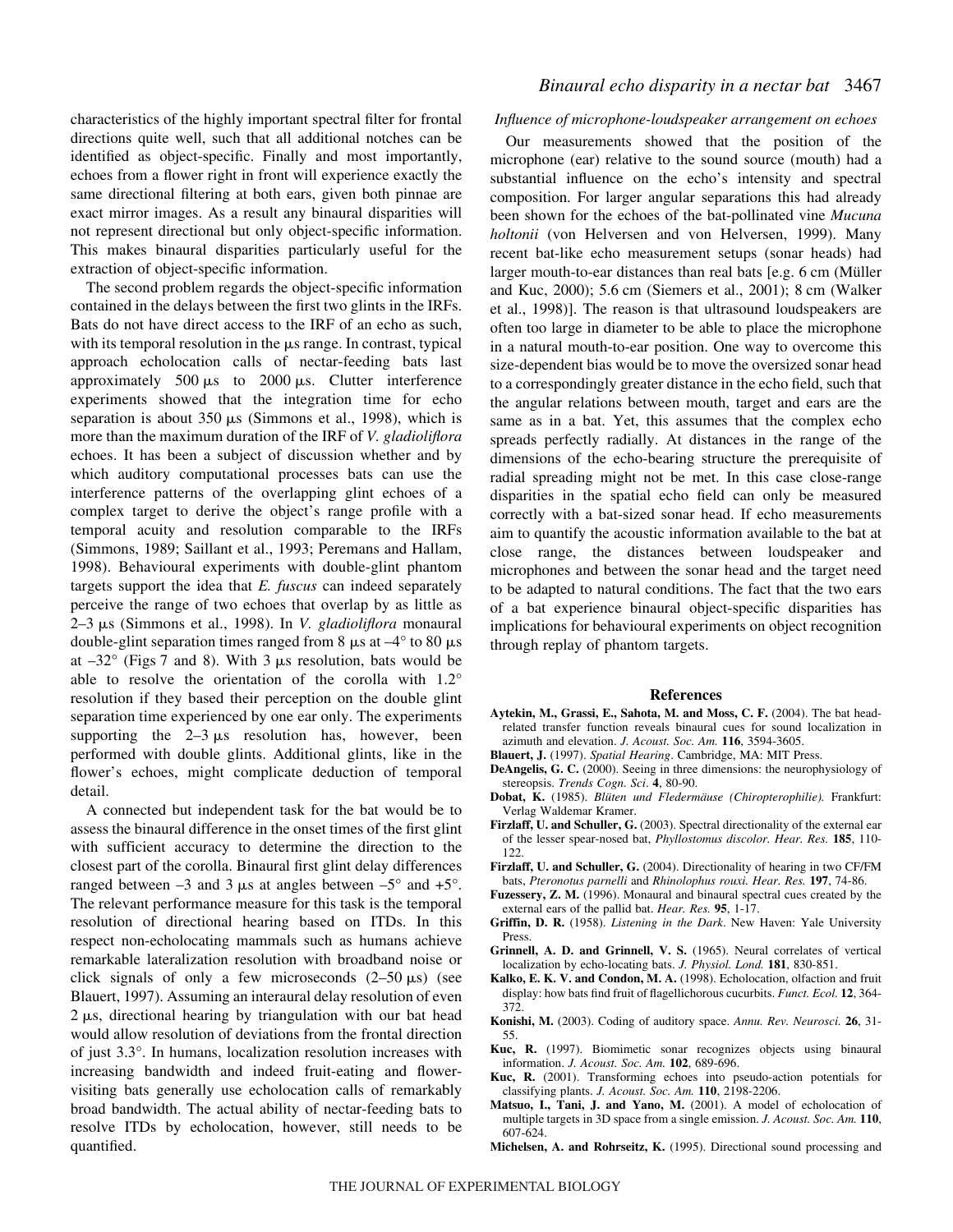characteristics of the highly important spectral filter for frontal directions quite well, such that all additional notches can be identified as object-specific. Finally and most importantly, echoes from a flower right in front will experience exactly the same directional filtering at both ears, given both pinnae are exact mirror images. As a result any binaural disparities will not represent directional but only object-specific information. This makes binaural disparities particularly useful for the extraction of object-specific information.

The second problem regards the object-specific information contained in the delays between the first two glints in the IRFs. Bats do not have direct access to the IRF of an echo as such, with its temporal resolution in the μs range. In contrast, typical approach echolocation calls of nectar-feeding bats last approximately 500 μs to 2000 μs. Clutter interference experiments showed that the integration time for echo separation is about 350 μs (Simmons et al., 1998), which is more than the maximum duration of the IRF of *V. gladioliflora* echoes. It has been a subject of discussion whether and by which auditory computational processes bats can use the interference patterns of the overlapping glint echoes of a complex target to derive the object's range profile with a temporal acuity and resolution comparable to the IRFs (Simmons, 1989; Saillant et al., 1993; Peremans and Hallam, 1998). Behavioural experiments with double-glint phantom targets support the idea that *E. fuscus* can indeed separately perceive the range of two echoes that overlap by as little as 2–3 μs (Simmons et al., 1998). In *V. gladioliflora* monaural double-glint separation times ranged from 8 μs at –4° to 80 μs at –32° (Figs 7 and 8). With 3 μs resolution, bats would be able to resolve the orientation of the corolla with 1.2° resolution if they based their perception on the double glint separation time experienced by one ear only. The experiments supporting the 2–3 μs resolution has, however, been performed with double glints. Additional glints, like in the flower's echoes, might complicate deduction of temporal detail.

A connected but independent task for the bat would be to assess the binaural difference in the onset times of the first glint with sufficient accuracy to determine the direction to the closest part of the corolla. Binaural first glint delay differences ranged between –3 and 3 μs at angles between –5° and +5°. The relevant performance measure for this task is the temporal resolution of directional hearing based on ITDs. In this respect non-echolocating mammals such as humans achieve remarkable lateralization resolution with broadband noise or click signals of only a few microseconds (2–50 μs) (see Blauert, 1997). Assuming an interaural delay resolution of even 2 μs, directional hearing by triangulation with our bat head would allow resolution of deviations from the frontal direction of just 3.3°. In humans, localization resolution increases with increasing bandwidth and indeed fruit-eating and flower-visiting bats generally use echolocation calls of remarkably broad bandwidth. The actual ability of nectar-feeding bats to resolve ITDs by echolocation, however, still needs to be quantified.

### *Influence of microphone-loudspeaker arrangement on echoes*

Our measurements showed that the position of the microphone (ear) relative to the sound source (mouth) had a substantial influence on the echo's intensity and spectral composition. For larger angular separations this had already been shown for the echoes of the bat-pollinated vine *Mucuna holtonii* (von Helversen and von Helversen, 1999). Many recent bat-like echo measurement setups (sonar heads) had larger mouth-to-ear distances than real bats [e.g. 6 cm (Müller and Kuc, 2000); 5.6 cm (Siemers et al., 2001); 8 cm (Walker et al., 1998)]. The reason is that ultrasound loudspeakers are often too large in diameter to be able to place the microphone in a natural mouth-to-ear position. One way to overcome this size-dependent bias would be to move the oversized sonar head to a correspondingly greater distance in the echo field, such that the angular relations between mouth, target and ears are the same as in a bat. Yet, this assumes that the complex echo spreads perfectly radially. At distances in the range of the dimensions of the echo-bearing structure the prerequisite of radial spreading might not be met. In this case close-range disparities in the spatial echo field can only be measured correctly with a bat-sized sonar head. If echo measurements aim to quantify the acoustic information available to the bat at close range, the distances between loudspeaker and microphones and between the sonar head and the target need to be adapted to natural conditions. The fact that the two ears of a bat experience binaural object-specific disparities has implications for behavioural experiments on object recognition through replay of phantom targets.

## References

**Aytekin, M., Grassi, E., Sahota, M. and Moss, C. F.** (2004). The bat head-related transfer function reveals binaural cues for sound localization in azimuth and elevation. *J. Acoust. Soc. Am.* **116**, 3594-3605.

**Blauert, J.** (1997). *Spatial Hearing*. Cambridge, MA: MIT Press.

**DeAngelis, G. C.** (2000). Seeing in three dimensions: the neurophysiology of stereopsis. *Trends Cogn. Sci*. **4**, 80-90.

**Dobat, K.** (1985). *Blüten und Fledermäuse (Chiropterophilie).* Frankfurt: Verlag Waldemar Kramer.

**Firzlaff, U. and Schuller, G.** (2003). Spectral directionality of the external ear of the lesser spear-nosed bat, *Phyllostomus discolor. Hear. Res.* **185**, 110-122.

**Firzlaff, U. and Schuller, G.** (2004). Directionality of hearing in two CF/FM bats, *Pteronotus parnelli* and *Rhinolophus rouxi. Hear. Res.* **197**, 74-86.

**Fuzessery, Z. M.** (1996). Monaural and binaural spectral cues created by the external ears of the pallid bat. *Hear. Res.* **95**, 1-17.

**Griffin, D. R.** (1958). *Listening in the Dark*. New Haven: Yale University Press.

**Grinnell, A. D. and Grinnell, V. S.** (1965). Neural correlates of vertical localization by echo-locating bats. *J. Physiol. Lond.* **181**, 830-851.

**Kalko, E. K. V. and Condon, M. A.** (1998). Echolocation, olfaction and fruit display: how bats find fruit of flagellichorous cucurbits. *Funct. Ecol.* **12**, 364-372.

**Konishi, M.** (2003). Coding of auditory space. *Annu. Rev. Neurosci.* **26**, 31-55.

**Kuc, R.** (1997). Biomimetic sonar recognizes objects using binaural information. *J. Acoust. Soc. Am.* **102**, 689-696.

**Kuc, R.** (2001). Transforming echoes into pseudo-action potentials for classifying plants. *J. Acoust. Soc. Am.* **110**, 2198-2206.

**Matsuo, I., Tani, J. and Yano, M.** (2001). A model of echolocation of multiple targets in 3D space from a single emission. *J. Acoust. Soc. Am.* **110**, 607-624.

**Michelsen, A. and Rohrseitz, K.** (1995). Directional sound processing and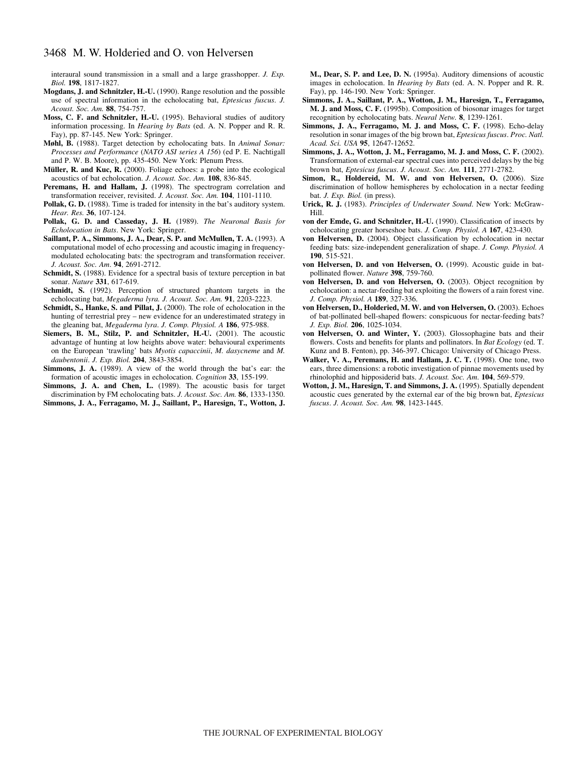interaural sound transmission in a small and a large grasshopper. *J. Exp. Biol.* **198**, 1817-1827.

**Mogdans, J. and Schnitzler, H.-U.** (1990). Range resolution and the possible use of spectral information in the echolocating bat, *Eptesicus fuscus*. *J. Acoust. Soc. Am.* **88**, 754-757.

**Moss, C. F. and Schnitzler, H.-U.** (1995). Behavioral studies of auditory information processing. In *Hearing by Bats* (ed. A. N. Popper and R. R. Fay), pp. 87-145. New York: Springer.

**Møhl, B.** (1988). Target detection by echolocating bats. In *Animal Sonar: Processes and Performance* (*NATO ASI series A 156*) (ed P. E. Nachtigall and P. W. B. Moore), pp. 435-450. New York: Plenum Press.

**Müller, R. and Kuc, R.** (2000). Foliage echoes: a probe into the ecological acoustics of bat echolocation. *J. Acoust. Soc. Am.* **108**, 836-845.

**Peremans, H. and Hallam, J.** (1998). The spectrogram correlation and transformation receiver, revisited. *J. Acoust. Soc. Am.* **104**, 1101-1110.

**Pollak, G. D.** (1988). Time is traded for intensity in the bat's auditory system. *Hear. Res.* **36**, 107-124.

**Pollak, G. D. and Casseday, J. H.** (1989). *The Neuronal Basis for Echolocation in Bats*. New York: Springer.

**Saillant, P. A., Simmons, J. A., Dear, S. P. and McMullen, T. A.** (1993). A computational model of echo processing and acoustic imaging in frequency-modulated echolocating bats: the spectrogram and transformation receiver. *J. Acoust. Soc. Am*. **94**, 2691-2712.

**Schmidt, S.** (1988). Evidence for a spectral basis of texture perception in bat sonar. *Nature* **331**, 617-619.

**Schmidt, S.** (1992). Perception of structured phantom targets in the echolocating bat, *Megaderma lyra. J. Acoust. Soc. Am.* **91**, 2203-2223.

**Schmidt, S., Hanke, S. and Pillat, J.** (2000). The role of echolocation in the hunting of terrestrial prey – new evidence for an underestimated strategy in the gleaning bat, *Megaderma lyra*. *J. Comp. Physiol. A* **186**, 975-988.

**Siemers, B. M., Stilz, P. and Schnitzler, H.-U.** (2001). The acoustic advantage of hunting at low heights above water: behavioural experiments on the European 'trawling' bats *Myotis capaccinii*, *M. dasycneme* and *M. daubentonii*. *J. Exp. Biol.* **204**, 3843-3854.

**Simmons, J. A.** (1989). A view of the world through the bat's ear: the formation of acoustic images in echolocation. *Cognition* **33**, 155-199.

**Simmons, J. A. and Chen, L.** (1989). The acoustic basis for target discrimination by FM echolocating bats. *J. Acoust. Soc. Am.* **86**, 1333-1350.

**Simmons, J. A., Ferragamo, M. J., Saillant, P., Haresign, T., Wotton, J. M., Dear, S. P. and Lee, D. N.** (1995a). Auditory dimensions of acoustic images in echolocation. In *Hearing by Bats* (ed. A. N. Popper and R. R. Fay), pp. 146-190. New York: Springer.

**Simmons, J. A., Saillant, P. A., Wotton, J. M., Haresign, T., Ferragamo, M. J. and Moss, C. F.** (1995b). Composition of biosonar images for target recognition by echolocating bats. *Neural Netw.* **8**, 1239-1261.

**Simmons, J. A., Ferragamo, M. J. and Moss, C. F.** (1998). Echo-delay resolution in sonar images of the big brown bat, *Eptesicus fuscus*. *Proc. Natl. Acad. Sci. USA* **95**, 12647-12652.

**Simmons, J. A., Wotton, J. M., Ferragamo, M. J. and Moss, C. F.** (2002). Transformation of external-ear spectral cues into perceived delays by the big brown bat, *Eptesicus fuscus*. *J. Acoust. Soc. Am.* **111**, 2771-2782.

**Simon, R., Holdereid, M. W. and von Helversen, O.** (2006). Size discrimination of hollow hemispheres by echolocation in a nectar feeding bat. *J. Exp. Biol.* (in press).

**Urick, R. J.** (1983). *Principles of Underwater Sound*. New York: McGraw-Hill.

**von der Emde, G. and Schnitzler, H.-U.** (1990). Classification of insects by echolocating greater horseshoe bats. *J. Comp. Physiol. A* **167**, 423-430.

**von Helversen, D.** (2004). Object classification by echolocation in nectar feeding bats: size-independent generalization of shape. *J. Comp. Physiol. A* **190**, 515-521.

**von Helversen, D. and von Helversen, O.** (1999). Acoustic guide in bat-pollinated flower. *Nature* **398**, 759-760.

**von Helversen, D. and von Helversen, O.** (2003). Object recognition by echolocation: a nectar-feeding bat exploiting the flowers of a rain forest vine. *J. Comp. Physiol. A* **189**, 327-336.

**von Helversen, D., Holderied, M. W. and von Helversen, O.** (2003). Echoes of bat-pollinated bell-shaped flowers: conspicuous for nectar-feeding bats? *J. Exp. Biol.* **206**, 1025-1034.

**von Helversen, O. and Winter, Y.** (2003). Glossophagine bats and their flowers. Costs and benefits for plants and pollinators. In *Bat Ecology* (ed. T. Kunz and B. Fenton), pp. 346-397. Chicago: University of Chicago Press.

**Walker, V. A., Peremans, H. and Hallam, J. C. T.** (1998). One tone, two ears, three dimensions: a robotic investigation of pinnae movements used by rhinolophid and hipposiderid bats. *J. Acoust. Soc. Am.* **104**, 569-579.

**Wotton, J. M., Haresign, T. and Simmons, J. A.** (1995). Spatially dependent acoustic cues generated by the external ear of the big brown bat, *Eptesicus fuscus*. *J. Acoust. Soc. Am.* **98**, 1423-1445.